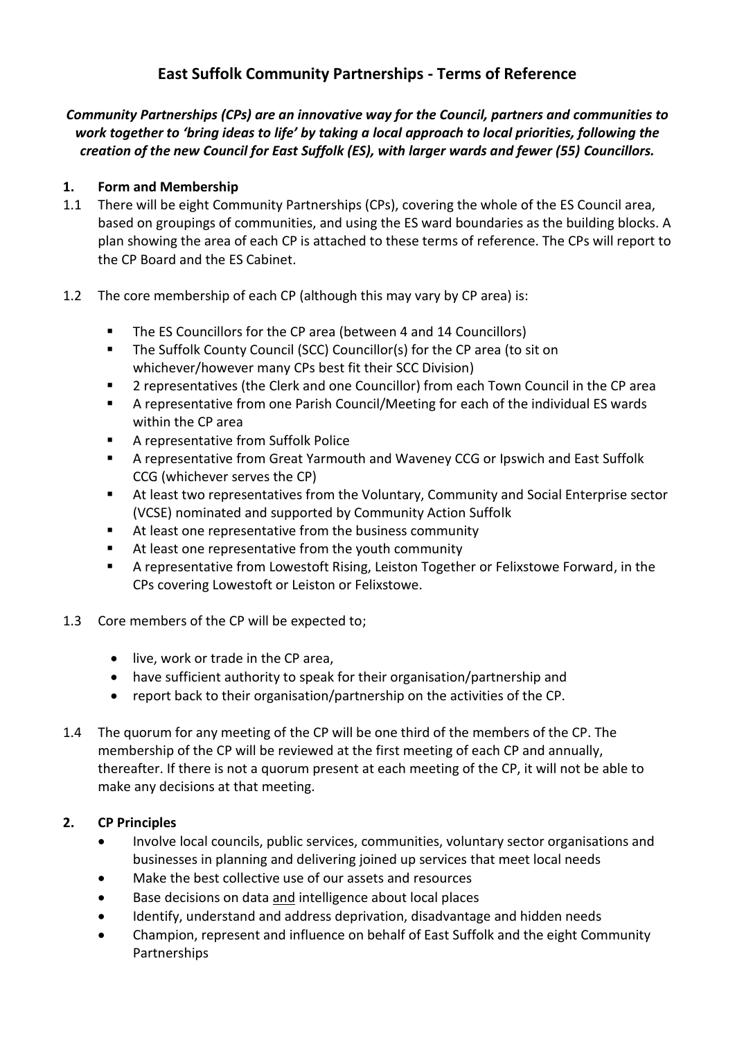# East Suffolk Community Partnerships - Terms of Reference

***Community Partnerships (CPs) are an innovative way for the Council, partners and communities to work together to 'bring ideas to life' by taking a local approach to local priorities, following the creation of the new Council for East Suffolk (ES), with larger wards and fewer (55) Councillors.***

## 1. Form and Membership

1.1 There will be eight Community Partnerships (CPs), covering the whole of the ES Council area, based on groupings of communities, and using the ES ward boundaries as the building blocks. A plan showing the area of each CP is attached to these terms of reference. The CPs will report to the CP Board and the ES Cabinet.

1.2 The core membership of each CP (although this may vary by CP area) is:

- The ES Councillors for the CP area (between 4 and 14 Councillors)
- The Suffolk County Council (SCC) Councillor(s) for the CP area (to sit on whichever/however many CPs best fit their SCC Division)
- 2 representatives (the Clerk and one Councillor) from each Town Council in the CP area
- A representative from one Parish Council/Meeting for each of the individual ES wards within the CP area
- A representative from Suffolk Police
- A representative from Great Yarmouth and Waveney CCG or Ipswich and East Suffolk CCG (whichever serves the CP)
- At least two representatives from the Voluntary, Community and Social Enterprise sector (VCSE) nominated and supported by Community Action Suffolk
- At least one representative from the business community
- At least one representative from the youth community
- A representative from Lowestoft Rising, Leiston Together or Felixstowe Forward, in the CPs covering Lowestoft or Leiston or Felixstowe.

1.3 Core members of the CP will be expected to;

- live, work or trade in the CP area,
- have sufficient authority to speak for their organisation/partnership and
- report back to their organisation/partnership on the activities of the CP.

1.4 The quorum for any meeting of the CP will be one third of the members of the CP. The membership of the CP will be reviewed at the first meeting of each CP and annually, thereafter. If there is not a quorum present at each meeting of the CP, it will not be able to make any decisions at that meeting.

## 2. CP Principles

- Involve local councils, public services, communities, voluntary sector organisations and businesses in planning and delivering joined up services that meet local needs
- Make the best collective use of our assets and resources
- Base decisions on data <u>and</u> intelligence about local places
- Identify, understand and address deprivation, disadvantage and hidden needs
- Champion, represent and influence on behalf of East Suffolk and the eight Community Partnerships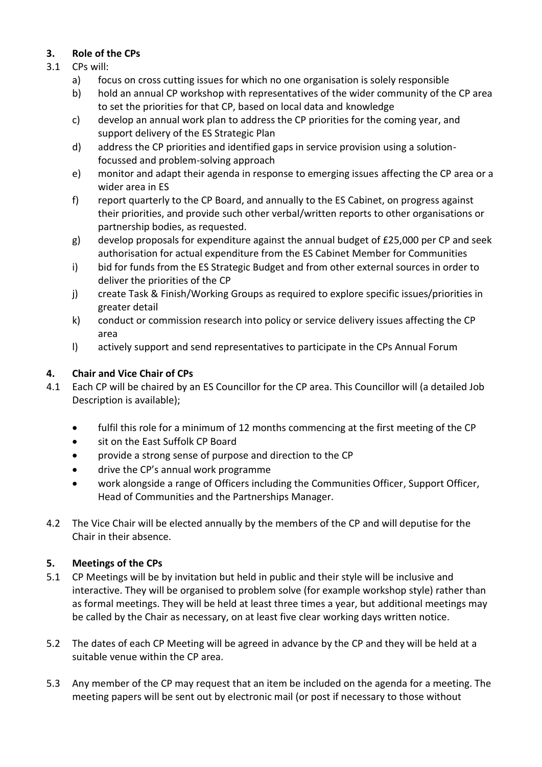## 3. Role of the CPs

3.1 CPs will:

a) focus on cross cutting issues for which no one organisation is solely responsible

b) hold an annual CP workshop with representatives of the wider community of the CP area to set the priorities for that CP, based on local data and knowledge

c) develop an annual work plan to address the CP priorities for the coming year, and support delivery of the ES Strategic Plan

d) address the CP priorities and identified gaps in service provision using a solution-focussed and problem-solving approach

e) monitor and adapt their agenda in response to emerging issues affecting the CP area or a wider area in ES

f) report quarterly to the CP Board, and annually to the ES Cabinet, on progress against their priorities, and provide such other verbal/written reports to other organisations or partnership bodies, as requested.

g) develop proposals for expenditure against the annual budget of £25,000 per CP and seek authorisation for actual expenditure from the ES Cabinet Member for Communities

i) bid for funds from the ES Strategic Budget and from other external sources in order to deliver the priorities of the CP

j) create Task & Finish/Working Groups as required to explore specific issues/priorities in greater detail

k) conduct or commission research into policy or service delivery issues affecting the CP area

l) actively support and send representatives to participate in the CPs Annual Forum

## 4. Chair and Vice Chair of CPs

4.1 Each CP will be chaired by an ES Councillor for the CP area. This Councillor will (a detailed Job Description is available);

- fulfil this role for a minimum of 12 months commencing at the first meeting of the CP
- sit on the East Suffolk CP Board
- provide a strong sense of purpose and direction to the CP
- drive the CP's annual work programme
- work alongside a range of Officers including the Communities Officer, Support Officer, Head of Communities and the Partnerships Manager.

4.2 The Vice Chair will be elected annually by the members of the CP and will deputise for the Chair in their absence.

## 5. Meetings of the CPs

5.1 CP Meetings will be by invitation but held in public and their style will be inclusive and interactive. They will be organised to problem solve (for example workshop style) rather than as formal meetings. They will be held at least three times a year, but additional meetings may be called by the Chair as necessary, on at least five clear working days written notice.

5.2 The dates of each CP Meeting will be agreed in advance by the CP and they will be held at a suitable venue within the CP area.

5.3 Any member of the CP may request that an item be included on the agenda for a meeting. The meeting papers will be sent out by electronic mail (or post if necessary to those without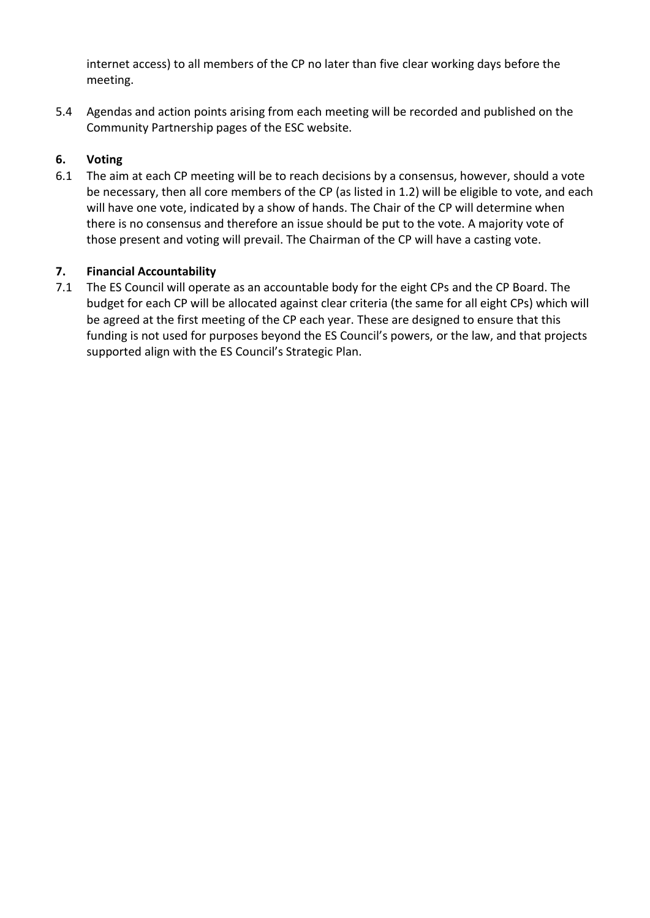internet access) to all members of the CP no later than five clear working days before the meeting.

5.4 Agendas and action points arising from each meeting will be recorded and published on the Community Partnership pages of the ESC website.

## 6. Voting

6.1 The aim at each CP meeting will be to reach decisions by a consensus, however, should a vote be necessary, then all core members of the CP (as listed in 1.2) will be eligible to vote, and each will have one vote, indicated by a show of hands. The Chair of the CP will determine when there is no consensus and therefore an issue should be put to the vote. A majority vote of those present and voting will prevail. The Chairman of the CP will have a casting vote.

## 7. Financial Accountability

7.1 The ES Council will operate as an accountable body for the eight CPs and the CP Board. The budget for each CP will be allocated against clear criteria (the same for all eight CPs) which will be agreed at the first meeting of the CP each year. These are designed to ensure that this funding is not used for purposes beyond the ES Council's powers, or the law, and that projects supported align with the ES Council's Strategic Plan.